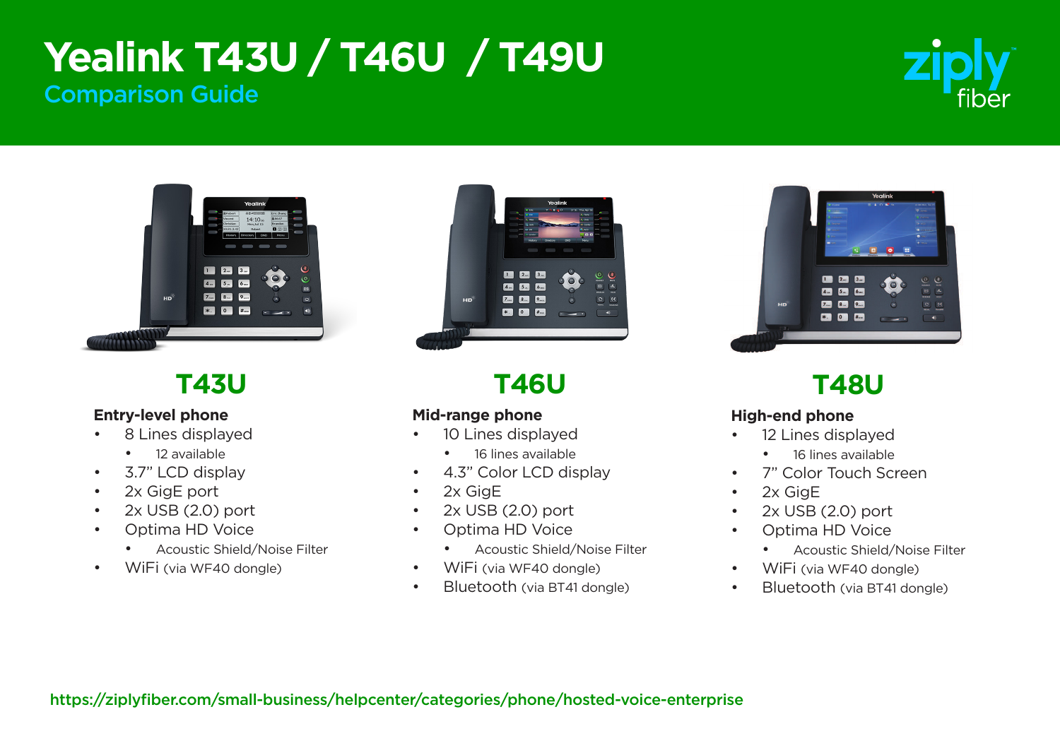# Yealink T43U / T46U / T49U

## Comparison Guide

ziply fiber

## T43U

**Entry-level phone**

- 8 Lines displayed
  - 12 available
- 3.7" LCD display
- 2x GigE port
- 2x USB (2.0) port
- Optima HD Voice
  - Acoustic Shield/Noise Filter
- WiFi (via WF40 dongle)

## T46U

**Mid-range phone**

- 10 Lines displayed
  - 16 lines available
- 4.3" Color LCD display
- 2x GigE
- 2x USB (2.0) port
- Optima HD Voice
  - Acoustic Shield/Noise Filter
- WiFi (via WF40 dongle)
- Bluetooth (via BT41 dongle)

## T48U

**High-end phone**

- 12 Lines displayed
  - 16 lines available
- 7" Color Touch Screen
- 2x GigE
- 2x USB (2.0) port
- Optima HD Voice
  - Acoustic Shield/Noise Filter
- WiFi (via WF40 dongle)
- Bluetooth (via BT41 dongle)

https://ziplyfiber.com/small-business/helpcenter/categories/phone/hosted-voice-enterprise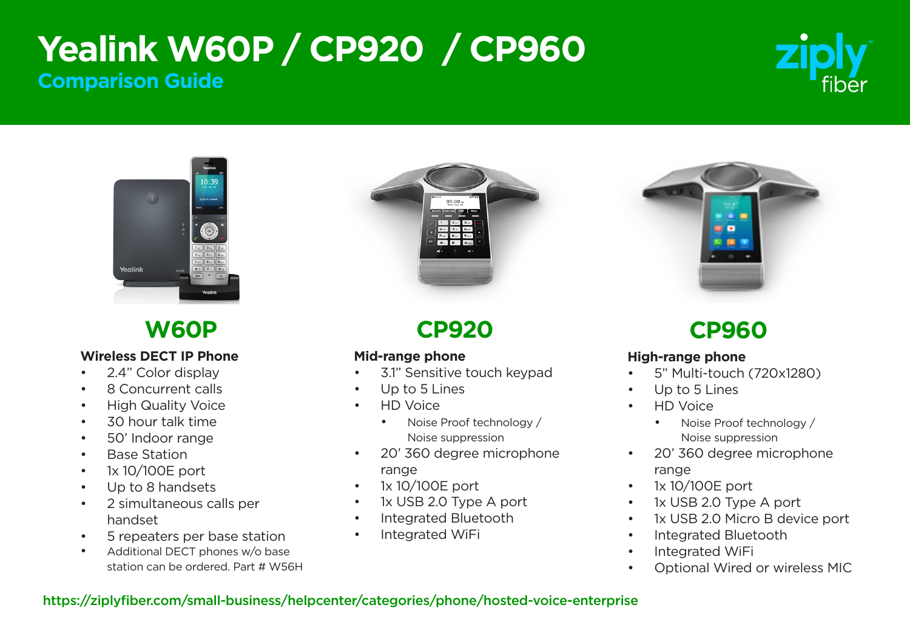# Yealink W60P / CP920 / CP960

## Comparison Guide

ziply fiber

## W60P

**Wireless DECT IP Phone**

- 2.4" Color display
- 8 Concurrent calls
- High Quality Voice
- 30 hour talk time
- 50' Indoor range
- Base Station
- 1x 10/100E port
- Up to 8 handsets
- 2 simultaneous calls per handset
- 5 repeaters per base station
- Additional DECT phones w/o base station can be ordered. Part # W56H

## CP920

**Mid-range phone**

- 3.1" Sensitive touch keypad
- Up to 5 Lines
- HD Voice
  - Noise Proof technology / Noise suppression
- 20' 360 degree microphone range
- 1x 10/100E port
- 1x USB 2.0 Type A port
- Integrated Bluetooth
- Integrated WiFi

## CP960

**High-range phone**

- 5" Multi-touch (720x1280)
- Up to 5 Lines
- HD Voice
  - Noise Proof technology / Noise suppression
- 20' 360 degree microphone range
- 1x 10/100E port
- 1x USB 2.0 Type A port
- 1x USB 2.0 Micro B device port
- Integrated Bluetooth
- Integrated WiFi
- Optional Wired or wireless MIC

https://ziplyfiber.com/small-business/helpcenter/categories/phone/hosted-voice-enterprise